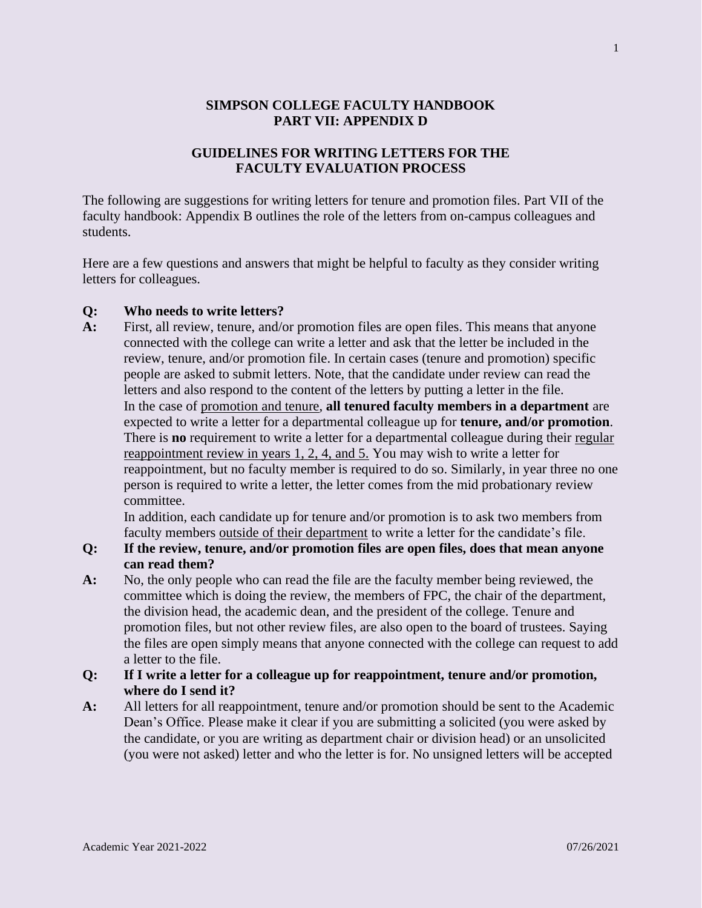# SIMPSON COLLEGE FACULTY HANDBOOK
# PART VII: APPENDIX D

## GUIDELINES FOR WRITING LETTERS FOR THE FACULTY EVALUATION PROCESS

The following are suggestions for writing letters for tenure and promotion files. Part VII of the faculty handbook: Appendix B outlines the role of the letters from on-campus colleagues and students.

Here are a few questions and answers that might be helpful to faculty as they consider writing letters for colleagues.

**Q: Who needs to write letters?**

**A:** First, all review, tenure, and/or promotion files are open files. This means that anyone connected with the college can write a letter and ask that the letter be included in the review, tenure, and/or promotion file. In certain cases (tenure and promotion) specific people are asked to submit letters. Note, that the candidate under review can read the letters and also respond to the content of the letters by putting a letter in the file.

In the case of <u>promotion and tenure</u>, **all tenured faculty members in a department** are expected to write a letter for a departmental colleague up for **tenure, and/or promotion**. There is **no** requirement to write a letter for a departmental colleague during their <u>regular reappointment review in years 1, 2, 4, and 5.</u> You may wish to write a letter for reappointment, but no faculty member is required to do so. Similarly, in year three no one person is required to write a letter, the letter comes from the mid probationary review committee.

In addition, each candidate up for tenure and/or promotion is to ask two members from faculty members <u>outside of their department</u> to write a letter for the candidate's file.

**Q: If the review, tenure, and/or promotion files are open files, does that mean anyone can read them?**

**A:** No, the only people who can read the file are the faculty member being reviewed, the committee which is doing the review, the members of FPC, the chair of the department, the division head, the academic dean, and the president of the college. Tenure and promotion files, but not other review files, are also open to the board of trustees. Saying the files are open simply means that anyone connected with the college can request to add a letter to the file.

**Q: If I write a letter for a colleague up for reappointment, tenure and/or promotion, where do I send it?**

**A:** All letters for all reappointment, tenure and/or promotion should be sent to the Academic Dean's Office. Please make it clear if you are submitting a solicited (you were asked by the candidate, or you are writing as department chair or division head) or an unsolicited (you were not asked) letter and who the letter is for. No unsigned letters will be accepted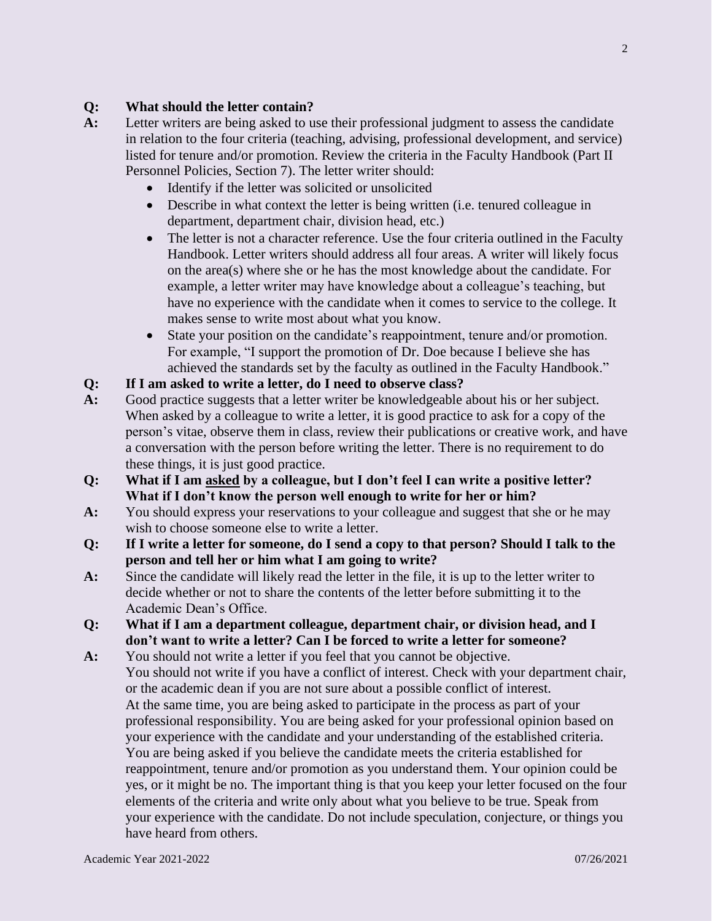**Q: What should the letter contain?**

**A:** Letter writers are being asked to use their professional judgment to assess the candidate in relation to the four criteria (teaching, advising, professional development, and service) listed for tenure and/or promotion. Review the criteria in the Faculty Handbook (Part II Personnel Policies, Section 7). The letter writer should:

- Identify if the letter was solicited or unsolicited
- Describe in what context the letter is being written (i.e. tenured colleague in department, department chair, division head, etc.)
- The letter is not a character reference. Use the four criteria outlined in the Faculty Handbook. Letter writers should address all four areas. A writer will likely focus on the area(s) where she or he has the most knowledge about the candidate. For example, a letter writer may have knowledge about a colleague's teaching, but have no experience with the candidate when it comes to service to the college. It makes sense to write most about what you know.
- State your position on the candidate's reappointment, tenure and/or promotion. For example, "I support the promotion of Dr. Doe because I believe she has achieved the standards set by the faculty as outlined in the Faculty Handbook."

**Q: If I am asked to write a letter, do I need to observe class?**

**A:** Good practice suggests that a letter writer be knowledgeable about his or her subject. When asked by a colleague to write a letter, it is good practice to ask for a copy of the person's vitae, observe them in class, review their publications or creative work, and have a conversation with the person before writing the letter. There is no requirement to do these things, it is just good practice.

**Q: What if I am <u>asked</u> by a colleague, but I don't feel I can write a positive letter? What if I don't know the person well enough to write for her or him?**

**A:** You should express your reservations to your colleague and suggest that she or he may wish to choose someone else to write a letter.

**Q: If I write a letter for someone, do I send a copy to that person? Should I talk to the person and tell her or him what I am going to write?**

**A:** Since the candidate will likely read the letter in the file, it is up to the letter writer to decide whether or not to share the contents of the letter before submitting it to the Academic Dean's Office.

**Q: What if I am a department colleague, department chair, or division head, and I don't want to write a letter? Can I be forced to write a letter for someone?**

**A:** You should not write a letter if you feel that you cannot be objective.
You should not write if you have a conflict of interest. Check with your department chair, or the academic dean if you are not sure about a possible conflict of interest.
At the same time, you are being asked to participate in the process as part of your professional responsibility. You are being asked for your professional opinion based on your experience with the candidate and your understanding of the established criteria. You are being asked if you believe the candidate meets the criteria established for reappointment, tenure and/or promotion as you understand them. Your opinion could be yes, or it might be no. The important thing is that you keep your letter focused on the four elements of the criteria and write only about what you believe to be true. Speak from your experience with the candidate. Do not include speculation, conjecture, or things you have heard from others.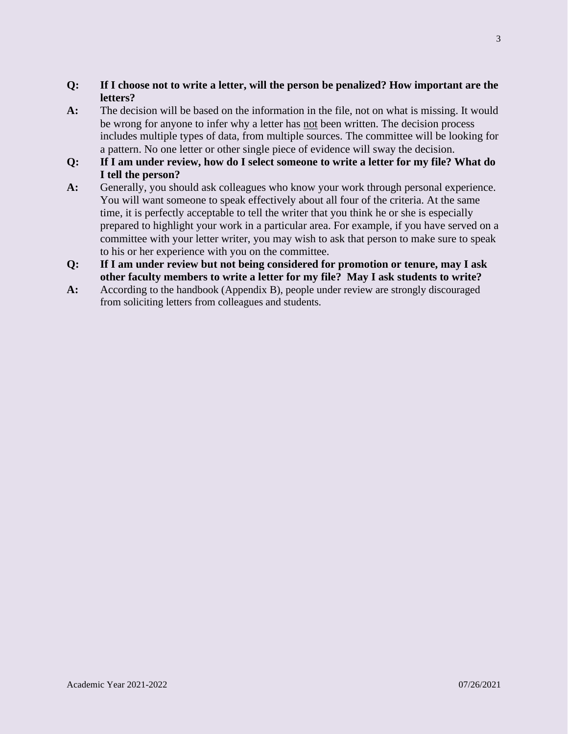**Q: If I choose not to write a letter, will the person be penalized? How important are the letters?**

**A:** The decision will be based on the information in the file, not on what is missing. It would be wrong for anyone to infer why a letter has <u>not</u> been written. The decision process includes multiple types of data, from multiple sources. The committee will be looking for a pattern. No one letter or other single piece of evidence will sway the decision.

**Q: If I am under review, how do I select someone to write a letter for my file? What do I tell the person?**

**A:** Generally, you should ask colleagues who know your work through personal experience. You will want someone to speak effectively about all four of the criteria. At the same time, it is perfectly acceptable to tell the writer that you think he or she is especially prepared to highlight your work in a particular area. For example, if you have served on a committee with your letter writer, you may wish to ask that person to make sure to speak to his or her experience with you on the committee.

**Q: If I am under review but not being considered for promotion or tenure, may I ask other faculty members to write a letter for my file? May I ask students to write?**

**A:** According to the handbook (Appendix B), people under review are strongly discouraged from soliciting letters from colleagues and students.